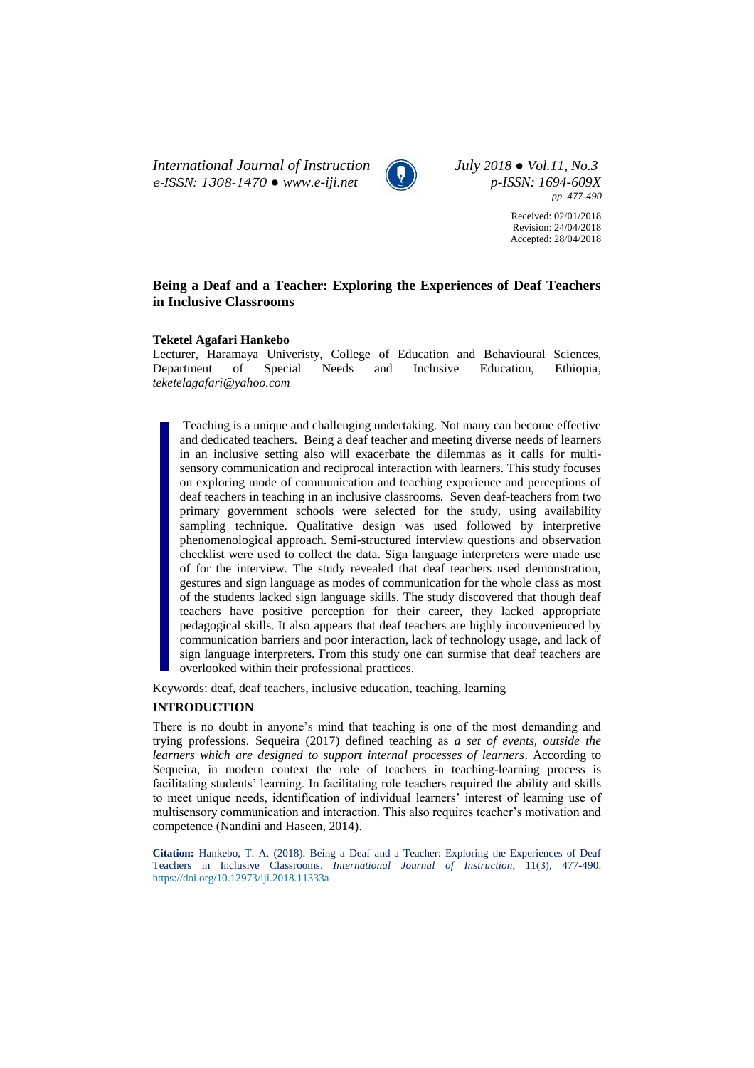# Being a Deaf and a Teacher: Exploring the Experiences of Deaf Teachers in Inclusive Classrooms

**Teketel Agafari Hankebo**

Lecturer, Haramaya Univeristy, College of Education and Behavioural Sciences, Department of Special Needs and Inclusive Education, Ethiopia, *teketelagafari@yahoo.com*

Received: 02/01/2018
Revision: 24/04/2018
Accepted: 28/04/2018

Teaching is a unique and challenging undertaking. Not many can become effective and dedicated teachers. Being a deaf teacher and meeting diverse needs of learners in an inclusive setting also will exacerbate the dilemmas as it calls for multi-sensory communication and reciprocal interaction with learners. This study focuses on exploring mode of communication and teaching experience and perceptions of deaf teachers in teaching in an inclusive classrooms. Seven deaf-teachers from two primary government schools were selected for the study, using availability sampling technique. Qualitative design was used followed by interpretive phenomenological approach. Semi-structured interview questions and observation checklist were used to collect the data. Sign language interpreters were made use of for the interview. The study revealed that deaf teachers used demonstration, gestures and sign language as modes of communication for the whole class as most of the students lacked sign language skills. The study discovered that though deaf teachers have positive perception for their career, they lacked appropriate pedagogical skills. It also appears that deaf teachers are highly inconvenienced by communication barriers and poor interaction, lack of technology usage, and lack of sign language interpreters. From this study one can surmise that deaf teachers are overlooked within their professional practices.

Keywords: deaf, deaf teachers, inclusive education, teaching, learning

## INTRODUCTION

There is no doubt in anyone's mind that teaching is one of the most demanding and trying professions. Sequeira (2017) defined teaching as *a set of events, outside the learners which are designed to support internal processes of learners*. According to Sequeira, in modern context the role of teachers in teaching-learning process is facilitating students' learning. In facilitating role teachers required the ability and skills to meet unique needs, identification of individual learners' interest of learning use of multisensory communication and interaction. This also requires teacher's motivation and competence (Nandini and Haseen, 2014).

**Citation:** Hankebo, T. A. (2018). Being a Deaf and a Teacher: Exploring the Experiences of Deaf Teachers in Inclusive Classrooms. *International Journal of Instruction*, 11(3), 477-490. https://doi.org/10.12973/iji.2018.11333a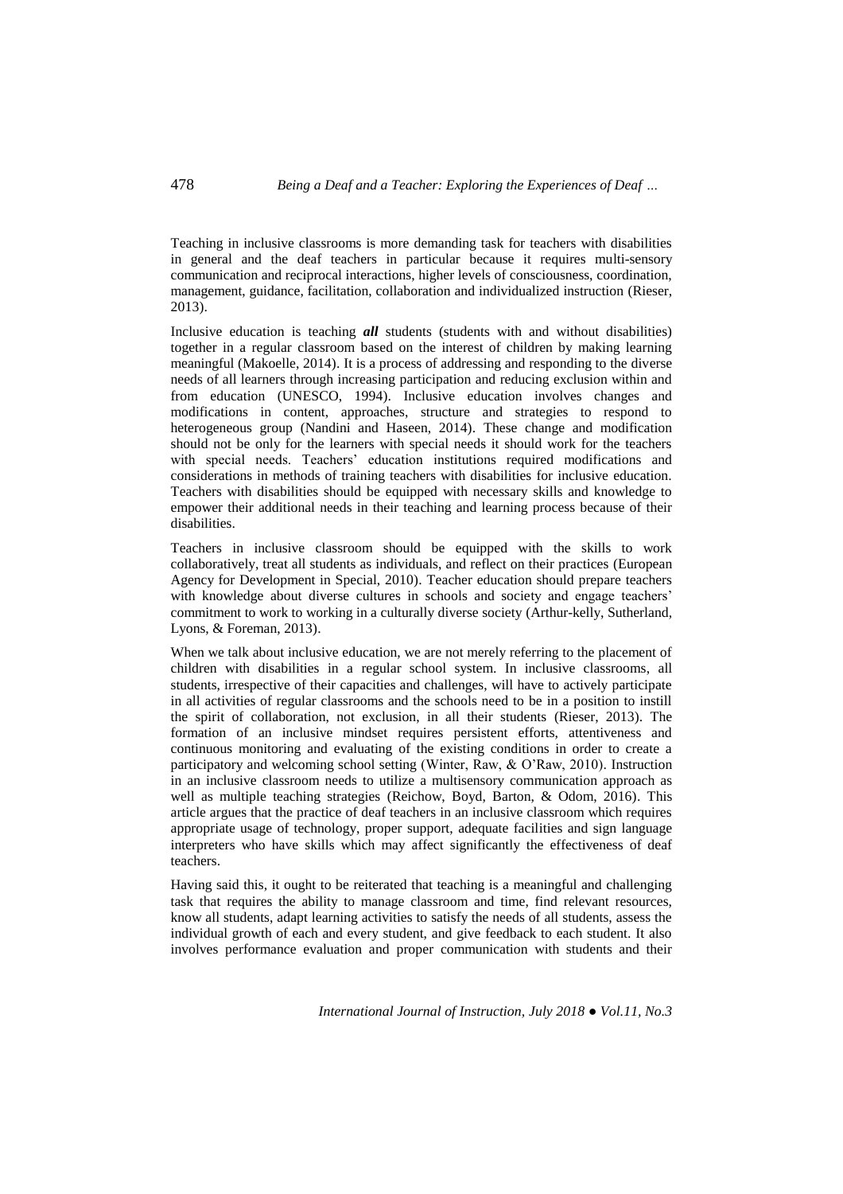Teaching in inclusive classrooms is more demanding task for teachers with disabilities in general and the deaf teachers in particular because it requires multi-sensory communication and reciprocal interactions, higher levels of consciousness, coordination, management, guidance, facilitation, collaboration and individualized instruction (Rieser, 2013).

Inclusive education is teaching ***all*** students (students with and without disabilities) together in a regular classroom based on the interest of children by making learning meaningful (Makoelle, 2014). It is a process of addressing and responding to the diverse needs of all learners through increasing participation and reducing exclusion within and from education (UNESCO, 1994). Inclusive education involves changes and modifications in content, approaches, structure and strategies to respond to heterogeneous group (Nandini and Haseen, 2014). These change and modification should not be only for the learners with special needs it should work for the teachers with special needs. Teachers' education institutions required modifications and considerations in methods of training teachers with disabilities for inclusive education. Teachers with disabilities should be equipped with necessary skills and knowledge to empower their additional needs in their teaching and learning process because of their disabilities.

Teachers in inclusive classroom should be equipped with the skills to work collaboratively, treat all students as individuals, and reflect on their practices (European Agency for Development in Special, 2010). Teacher education should prepare teachers with knowledge about diverse cultures in schools and society and engage teachers' commitment to work to working in a culturally diverse society (Arthur-kelly, Sutherland, Lyons, & Foreman, 2013).

When we talk about inclusive education, we are not merely referring to the placement of children with disabilities in a regular school system. In inclusive classrooms, all students, irrespective of their capacities and challenges, will have to actively participate in all activities of regular classrooms and the schools need to be in a position to instill the spirit of collaboration, not exclusion, in all their students (Rieser, 2013). The formation of an inclusive mindset requires persistent efforts, attentiveness and continuous monitoring and evaluating of the existing conditions in order to create a participatory and welcoming school setting (Winter, Raw, & O'Raw, 2010). Instruction in an inclusive classroom needs to utilize a multisensory communication approach as well as multiple teaching strategies (Reichow, Boyd, Barton, & Odom, 2016). This article argues that the practice of deaf teachers in an inclusive classroom which requires appropriate usage of technology, proper support, adequate facilities and sign language interpreters who have skills which may affect significantly the effectiveness of deaf teachers.

Having said this, it ought to be reiterated that teaching is a meaningful and challenging task that requires the ability to manage classroom and time, find relevant resources, know all students, adapt learning activities to satisfy the needs of all students, assess the individual growth of each and every student, and give feedback to each student. It also involves performance evaluation and proper communication with students and their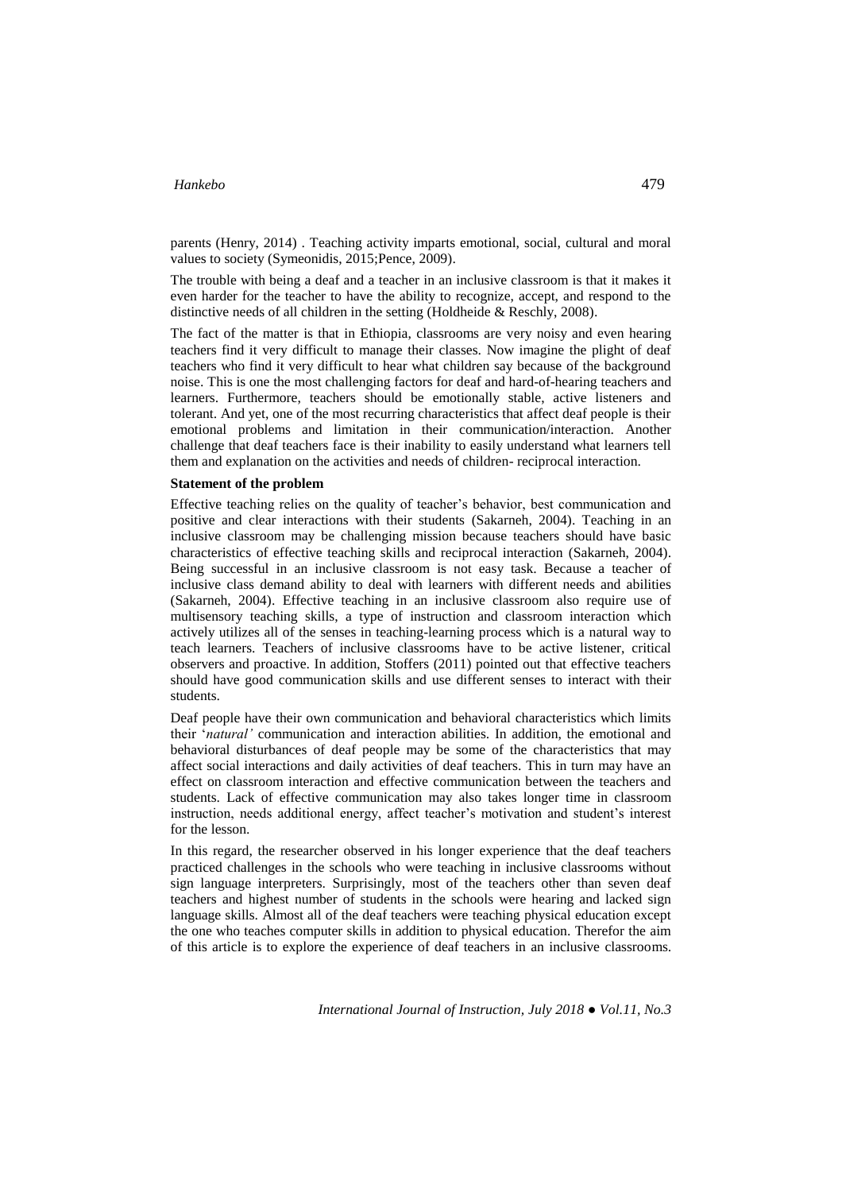parents (Henry, 2014) . Teaching activity imparts emotional, social, cultural and moral values to society (Symeonidis, 2015;Pence, 2009).

The trouble with being a deaf and a teacher in an inclusive classroom is that it makes it even harder for the teacher to have the ability to recognize, accept, and respond to the distinctive needs of all children in the setting (Holdheide & Reschly, 2008).

The fact of the matter is that in Ethiopia, classrooms are very noisy and even hearing teachers find it very difficult to manage their classes. Now imagine the plight of deaf teachers who find it very difficult to hear what children say because of the background noise. This is one the most challenging factors for deaf and hard-of-hearing teachers and learners. Furthermore, teachers should be emotionally stable, active listeners and tolerant. And yet, one of the most recurring characteristics that affect deaf people is their emotional problems and limitation in their communication/interaction. Another challenge that deaf teachers face is their inability to easily understand what learners tell them and explanation on the activities and needs of children- reciprocal interaction.

**Statement of the problem**

Effective teaching relies on the quality of teacher's behavior, best communication and positive and clear interactions with their students (Sakarneh, 2004). Teaching in an inclusive classroom may be challenging mission because teachers should have basic characteristics of effective teaching skills and reciprocal interaction (Sakarneh, 2004). Being successful in an inclusive classroom is not easy task. Because a teacher of inclusive class demand ability to deal with learners with different needs and abilities (Sakarneh, 2004). Effective teaching in an inclusive classroom also require use of multisensory teaching skills, a type of instruction and classroom interaction which actively utilizes all of the senses in teaching-learning process which is a natural way to teach learners. Teachers of inclusive classrooms have to be active listener, critical observers and proactive. In addition, Stoffers (2011) pointed out that effective teachers should have good communication skills and use different senses to interact with their students.

Deaf people have their own communication and behavioral characteristics which limits their '*natural'* communication and interaction abilities. In addition, the emotional and behavioral disturbances of deaf people may be some of the characteristics that may affect social interactions and daily activities of deaf teachers. This in turn may have an effect on classroom interaction and effective communication between the teachers and students. Lack of effective communication may also takes longer time in classroom instruction, needs additional energy, affect teacher's motivation and student's interest for the lesson.

In this regard, the researcher observed in his longer experience that the deaf teachers practiced challenges in the schools who were teaching in inclusive classrooms without sign language interpreters. Surprisingly, most of the teachers other than seven deaf teachers and highest number of students in the schools were hearing and lacked sign language skills. Almost all of the deaf teachers were teaching physical education except the one who teaches computer skills in addition to physical education. Therefor the aim of this article is to explore the experience of deaf teachers in an inclusive classrooms.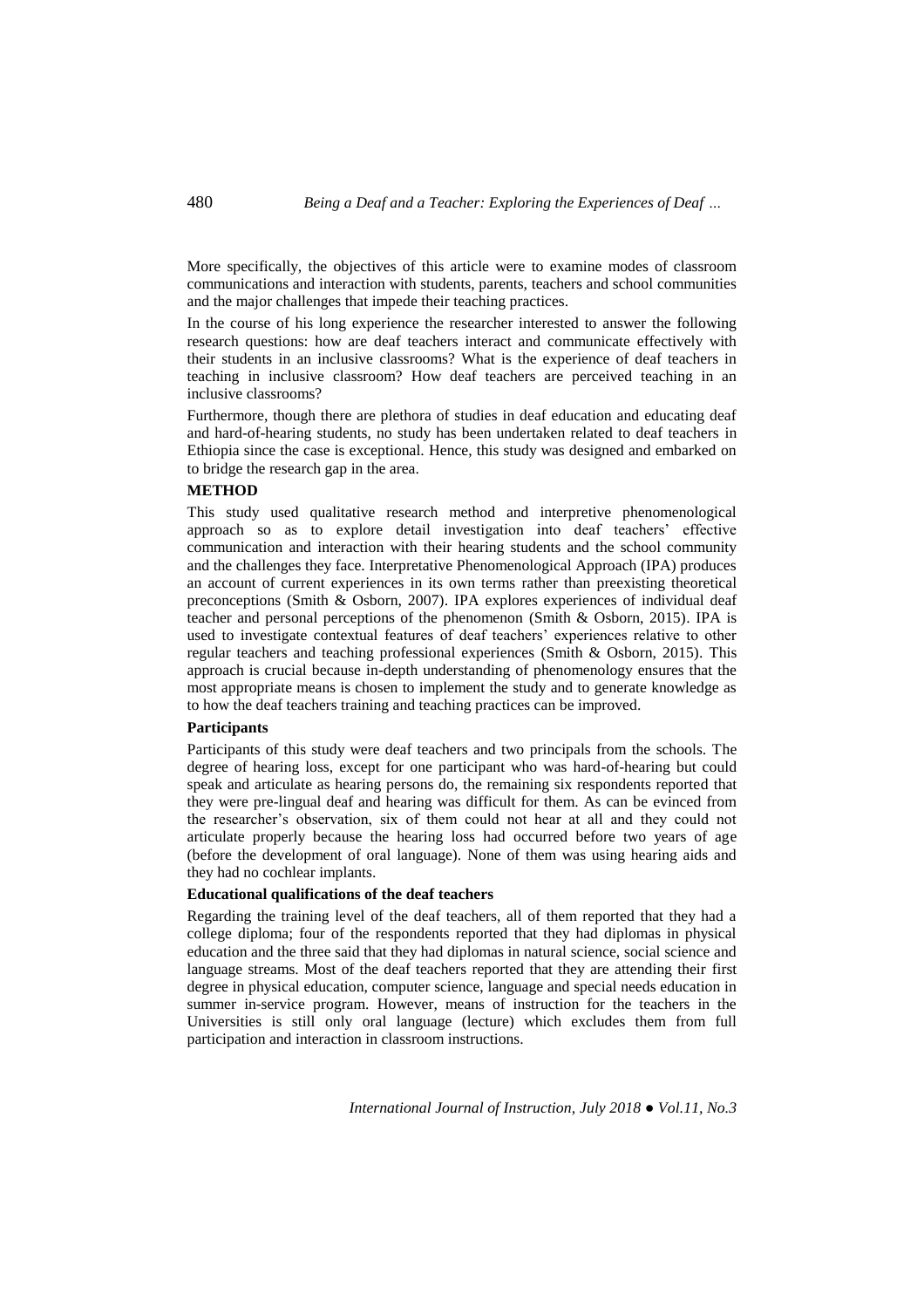More specifically, the objectives of this article were to examine modes of classroom communications and interaction with students, parents, teachers and school communities and the major challenges that impede their teaching practices.

In the course of his long experience the researcher interested to answer the following research questions: how are deaf teachers interact and communicate effectively with their students in an inclusive classrooms? What is the experience of deaf teachers in teaching in inclusive classroom? How deaf teachers are perceived teaching in an inclusive classrooms?

Furthermore, though there are plethora of studies in deaf education and educating deaf and hard-of-hearing students, no study has been undertaken related to deaf teachers in Ethiopia since the case is exceptional. Hence, this study was designed and embarked on to bridge the research gap in the area.

## METHOD

This study used qualitative research method and interpretive phenomenological approach so as to explore detail investigation into deaf teachers' effective communication and interaction with their hearing students and the school community and the challenges they face. Interpretative Phenomenological Approach (IPA) produces an account of current experiences in its own terms rather than preexisting theoretical preconceptions (Smith & Osborn, 2007). IPA explores experiences of individual deaf teacher and personal perceptions of the phenomenon (Smith & Osborn, 2015). IPA is used to investigate contextual features of deaf teachers' experiences relative to other regular teachers and teaching professional experiences (Smith & Osborn, 2015). This approach is crucial because in-depth understanding of phenomenology ensures that the most appropriate means is chosen to implement the study and to generate knowledge as to how the deaf teachers training and teaching practices can be improved.

### Participants

Participants of this study were deaf teachers and two principals from the schools. The degree of hearing loss, except for one participant who was hard-of-hearing but could speak and articulate as hearing persons do, the remaining six respondents reported that they were pre-lingual deaf and hearing was difficult for them. As can be evinced from the researcher's observation, six of them could not hear at all and they could not articulate properly because the hearing loss had occurred before two years of age (before the development of oral language). None of them was using hearing aids and they had no cochlear implants.

### Educational qualifications of the deaf teachers

Regarding the training level of the deaf teachers, all of them reported that they had a college diploma; four of the respondents reported that they had diplomas in physical education and the three said that they had diplomas in natural science, social science and language streams. Most of the deaf teachers reported that they are attending their first degree in physical education, computer science, language and special needs education in summer in-service program. However, means of instruction for the teachers in the Universities is still only oral language (lecture) which excludes them from full participation and interaction in classroom instructions.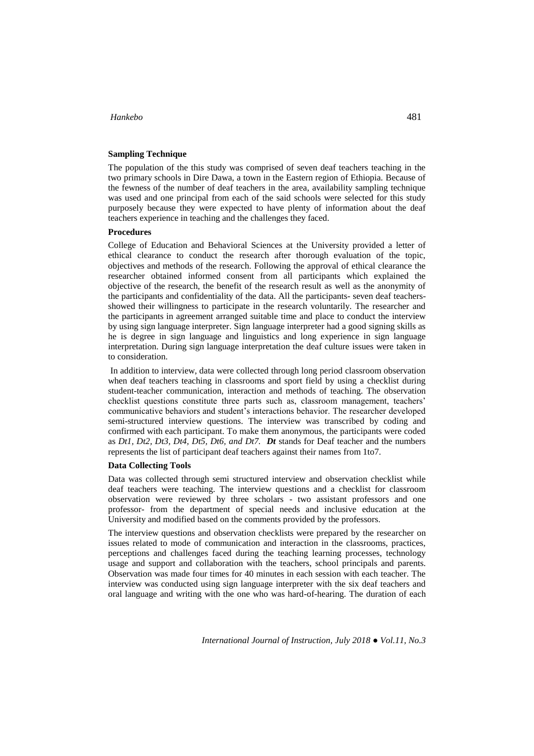**Sampling Technique**

The population of the this study was comprised of seven deaf teachers teaching in the two primary schools in Dire Dawa, a town in the Eastern region of Ethiopia. Because of the fewness of the number of deaf teachers in the area, availability sampling technique was used and one principal from each of the said schools were selected for this study purposely because they were expected to have plenty of information about the deaf teachers experience in teaching and the challenges they faced.

**Procedures**

College of Education and Behavioral Sciences at the University provided a letter of ethical clearance to conduct the research after thorough evaluation of the topic, objectives and methods of the research. Following the approval of ethical clearance the researcher obtained informed consent from all participants which explained the objective of the research, the benefit of the research result as well as the anonymity of the participants and confidentiality of the data. All the participants- seven deaf teachers- showed their willingness to participate in the research voluntarily. The researcher and the participants in agreement arranged suitable time and place to conduct the interview by using sign language interpreter. Sign language interpreter had a good signing skills as he is degree in sign language and linguistics and long experience in sign language interpretation. During sign language interpretation the deaf culture issues were taken in to consideration.

In addition to interview, data were collected through long period classroom observation when deaf teachers teaching in classrooms and sport field by using a checklist during student-teacher communication, interaction and methods of teaching. The observation checklist questions constitute three parts such as, classroom management, teachers' communicative behaviors and student's interactions behavior. The researcher developed semi-structured interview questions. The interview was transcribed by coding and confirmed with each participant. To make them anonymous, the participants were coded as *Dt1, Dt2, Dt3, Dt4, Dt5, Dt6, and Dt7.* ***Dt*** stands for Deaf teacher and the numbers represents the list of participant deaf teachers against their names from 1to7.

**Data Collecting Tools**

Data was collected through semi structured interview and observation checklist while deaf teachers were teaching. The interview questions and a checklist for classroom observation were reviewed by three scholars - two assistant professors and one professor- from the department of special needs and inclusive education at the University and modified based on the comments provided by the professors.

The interview questions and observation checklists were prepared by the researcher on issues related to mode of communication and interaction in the classrooms, practices, perceptions and challenges faced during the teaching learning processes, technology usage and support and collaboration with the teachers, school principals and parents. Observation was made four times for 40 minutes in each session with each teacher. The interview was conducted using sign language interpreter with the six deaf teachers and oral language and writing with the one who was hard-of-hearing. The duration of each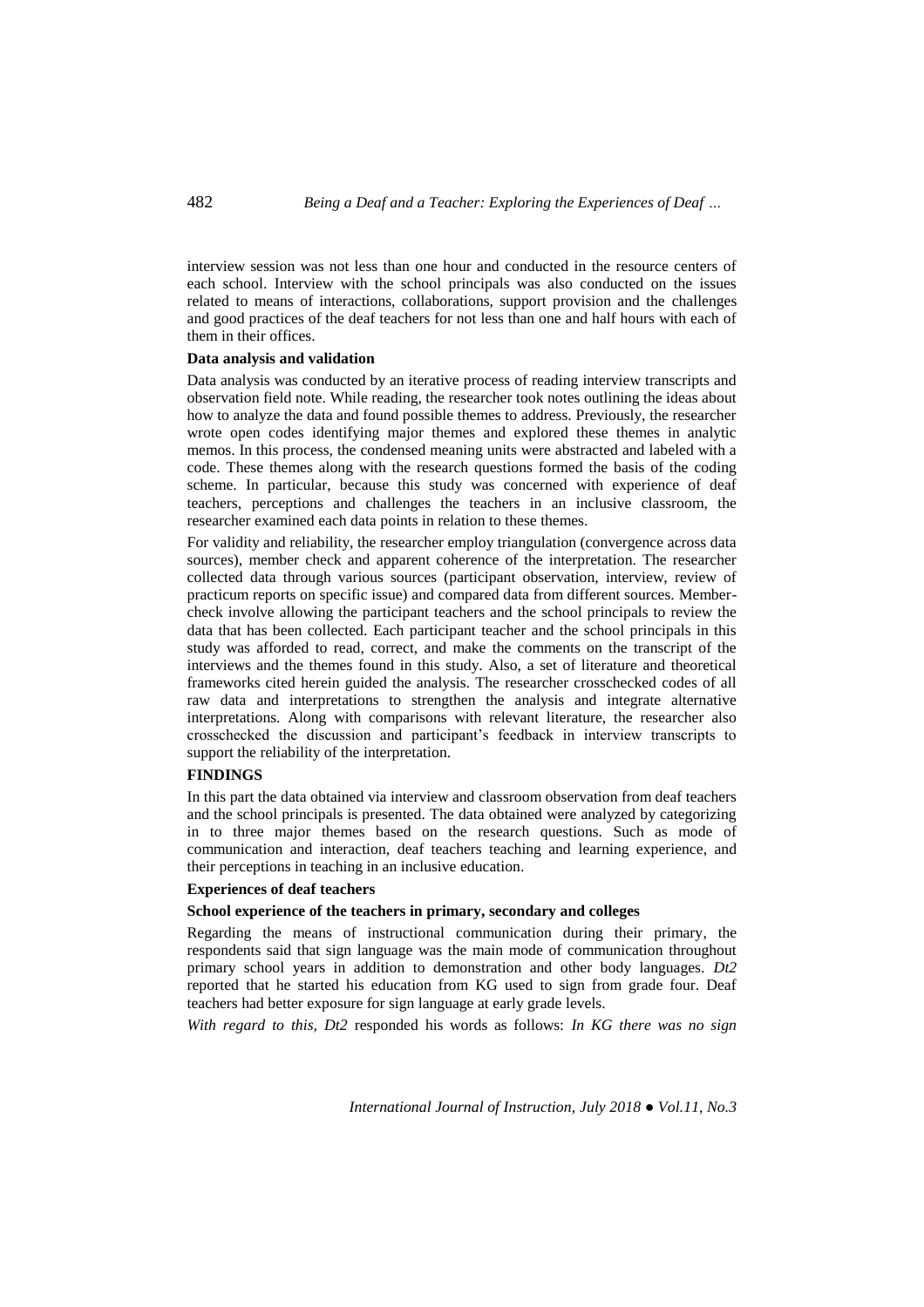interview session was not less than one hour and conducted in the resource centers of each school. Interview with the school principals was also conducted on the issues related to means of interactions, collaborations, support provision and the challenges and good practices of the deaf teachers for not less than one and half hours with each of them in their offices.

**Data analysis and validation**

Data analysis was conducted by an iterative process of reading interview transcripts and observation field note. While reading, the researcher took notes outlining the ideas about how to analyze the data and found possible themes to address. Previously, the researcher wrote open codes identifying major themes and explored these themes in analytic memos. In this process, the condensed meaning units were abstracted and labeled with a code. These themes along with the research questions formed the basis of the coding scheme. In particular, because this study was concerned with experience of deaf teachers, perceptions and challenges the teachers in an inclusive classroom, the researcher examined each data points in relation to these themes.

For validity and reliability, the researcher employ triangulation (convergence across data sources), member check and apparent coherence of the interpretation. The researcher collected data through various sources (participant observation, interview, review of practicum reports on specific issue) and compared data from different sources. Member-check involve allowing the participant teachers and the school principals to review the data that has been collected. Each participant teacher and the school principals in this study was afforded to read, correct, and make the comments on the transcript of the interviews and the themes found in this study. Also, a set of literature and theoretical frameworks cited herein guided the analysis. The researcher crosschecked codes of all raw data and interpretations to strengthen the analysis and integrate alternative interpretations. Along with comparisons with relevant literature, the researcher also crosschecked the discussion and participant's feedback in interview transcripts to support the reliability of the interpretation.

**FINDINGS**

In this part the data obtained via interview and classroom observation from deaf teachers and the school principals is presented. The data obtained were analyzed by categorizing in to three major themes based on the research questions. Such as mode of communication and interaction, deaf teachers teaching and learning experience, and their perceptions in teaching in an inclusive education.

**Experiences of deaf teachers**

**School experience of the teachers in primary, secondary and colleges**

Regarding the means of instructional communication during their primary, the respondents said that sign language was the main mode of communication throughout primary school years in addition to demonstration and other body languages. *Dt2* reported that he started his education from KG used to sign from grade four. Deaf teachers had better exposure for sign language at early grade levels.

*With regard to this, Dt2* responded his words as follows: *In KG there was no sign*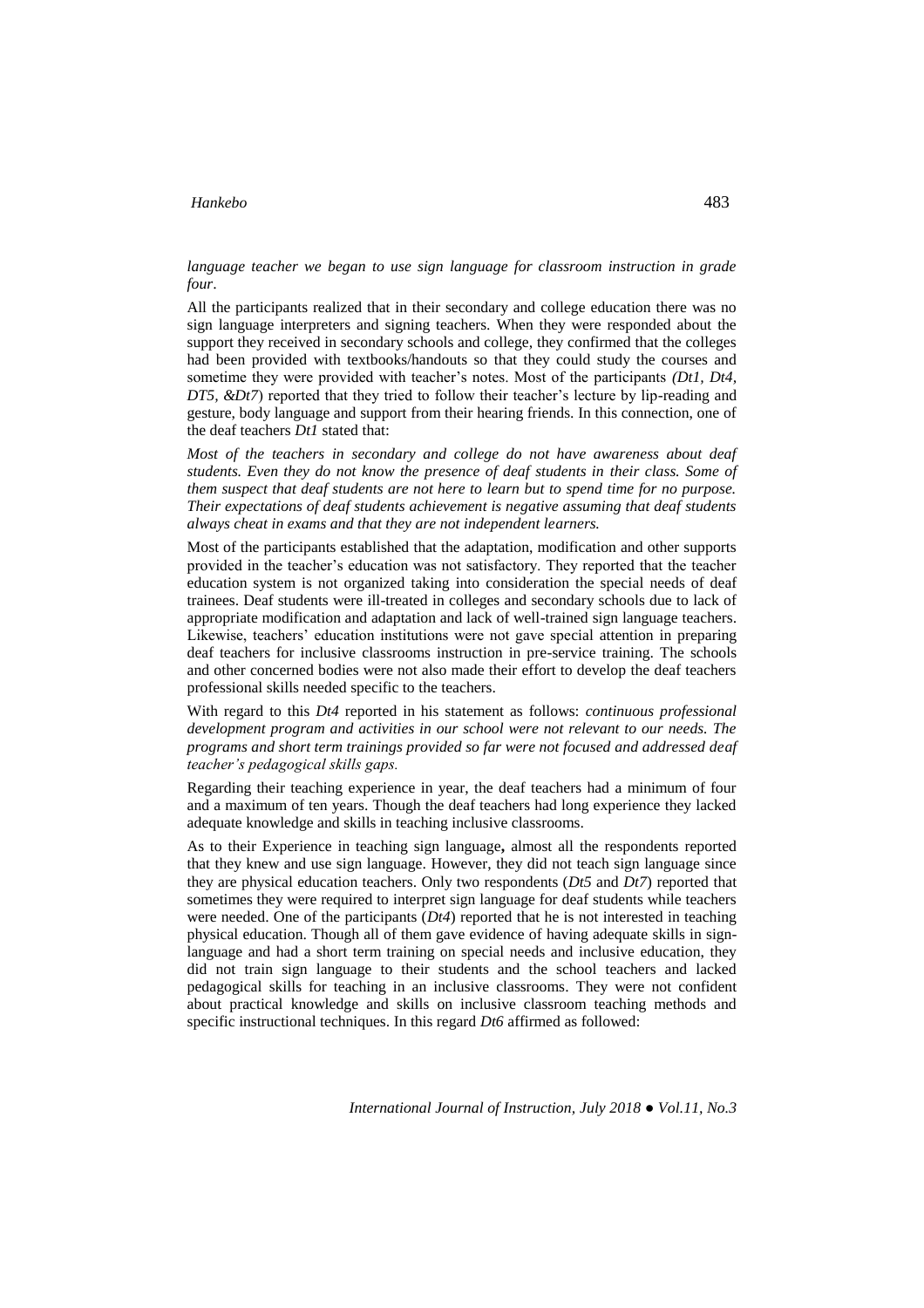*language teacher we began to use sign language for classroom instruction in grade four*.

All the participants realized that in their secondary and college education there was no sign language interpreters and signing teachers. When they were responded about the support they received in secondary schools and college, they confirmed that the colleges had been provided with textbooks/handouts so that they could study the courses and sometime they were provided with teacher's notes. Most of the participants *(Dt1, Dt4, DT5, &Dt7*) reported that they tried to follow their teacher's lecture by lip-reading and gesture, body language and support from their hearing friends. In this connection, one of the deaf teachers *Dt1* stated that:

*Most of the teachers in secondary and college do not have awareness about deaf students. Even they do not know the presence of deaf students in their class. Some of them suspect that deaf students are not here to learn but to spend time for no purpose. Their expectations of deaf students achievement is negative assuming that deaf students always cheat in exams and that they are not independent learners.*

Most of the participants established that the adaptation, modification and other supports provided in the teacher's education was not satisfactory. They reported that the teacher education system is not organized taking into consideration the special needs of deaf trainees. Deaf students were ill-treated in colleges and secondary schools due to lack of appropriate modification and adaptation and lack of well-trained sign language teachers. Likewise, teachers' education institutions were not gave special attention in preparing deaf teachers for inclusive classrooms instruction in pre-service training. The schools and other concerned bodies were not also made their effort to develop the deaf teachers professional skills needed specific to the teachers.

With regard to this *Dt4* reported in his statement as follows: *continuous professional development program and activities in our school were not relevant to our needs. The programs and short term trainings provided so far were not focused and addressed deaf teacher's pedagogical skills gaps.*

Regarding their teaching experience in year, the deaf teachers had a minimum of four and a maximum of ten years. Though the deaf teachers had long experience they lacked adequate knowledge and skills in teaching inclusive classrooms.

As to their Experience in teaching sign language**,** almost all the respondents reported that they knew and use sign language. However, they did not teach sign language since they are physical education teachers. Only two respondents (*Dt5* and *Dt7*) reported that sometimes they were required to interpret sign language for deaf students while teachers were needed. One of the participants (*Dt4*) reported that he is not interested in teaching physical education. Though all of them gave evidence of having adequate skills in sign-language and had a short term training on special needs and inclusive education, they did not train sign language to their students and the school teachers and lacked pedagogical skills for teaching in an inclusive classrooms. They were not confident about practical knowledge and skills on inclusive classroom teaching methods and specific instructional techniques. In this regard *Dt6* affirmed as followed: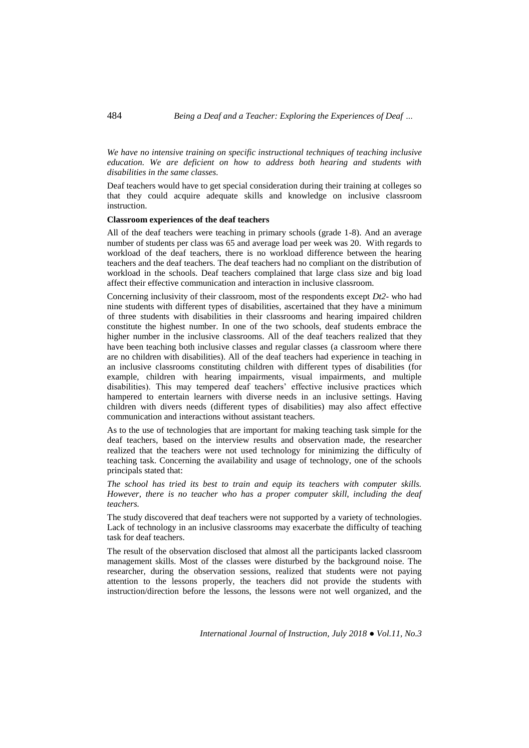*We have no intensive training on specific instructional techniques of teaching inclusive education. We are deficient on how to address both hearing and students with disabilities in the same classes.*

Deaf teachers would have to get special consideration during their training at colleges so that they could acquire adequate skills and knowledge on inclusive classroom instruction.

**Classroom experiences of the deaf teachers**

All of the deaf teachers were teaching in primary schools (grade 1-8). And an average number of students per class was 65 and average load per week was 20. With regards to workload of the deaf teachers, there is no workload difference between the hearing teachers and the deaf teachers. The deaf teachers had no compliant on the distribution of workload in the schools. Deaf teachers complained that large class size and big load affect their effective communication and interaction in inclusive classroom.

Concerning inclusivity of their classroom, most of the respondents except *Dt2*- who had nine students with different types of disabilities, ascertained that they have a minimum of three students with disabilities in their classrooms and hearing impaired children constitute the highest number. In one of the two schools, deaf students embrace the higher number in the inclusive classrooms. All of the deaf teachers realized that they have been teaching both inclusive classes and regular classes (a classroom where there are no children with disabilities). All of the deaf teachers had experience in teaching in an inclusive classrooms constituting children with different types of disabilities (for example, children with hearing impairments, visual impairments, and multiple disabilities). This may tempered deaf teachers' effective inclusive practices which hampered to entertain learners with diverse needs in an inclusive settings. Having children with divers needs (different types of disabilities) may also affect effective communication and interactions without assistant teachers.

As to the use of technologies that are important for making teaching task simple for the deaf teachers, based on the interview results and observation made, the researcher realized that the teachers were not used technology for minimizing the difficulty of teaching task. Concerning the availability and usage of technology, one of the schools principals stated that:

*The school has tried its best to train and equip its teachers with computer skills. However, there is no teacher who has a proper computer skill, including the deaf teachers.*

The study discovered that deaf teachers were not supported by a variety of technologies. Lack of technology in an inclusive classrooms may exacerbate the difficulty of teaching task for deaf teachers.

The result of the observation disclosed that almost all the participants lacked classroom management skills. Most of the classes were disturbed by the background noise. The researcher, during the observation sessions, realized that students were not paying attention to the lessons properly, the teachers did not provide the students with instruction/direction before the lessons, the lessons were not well organized, and the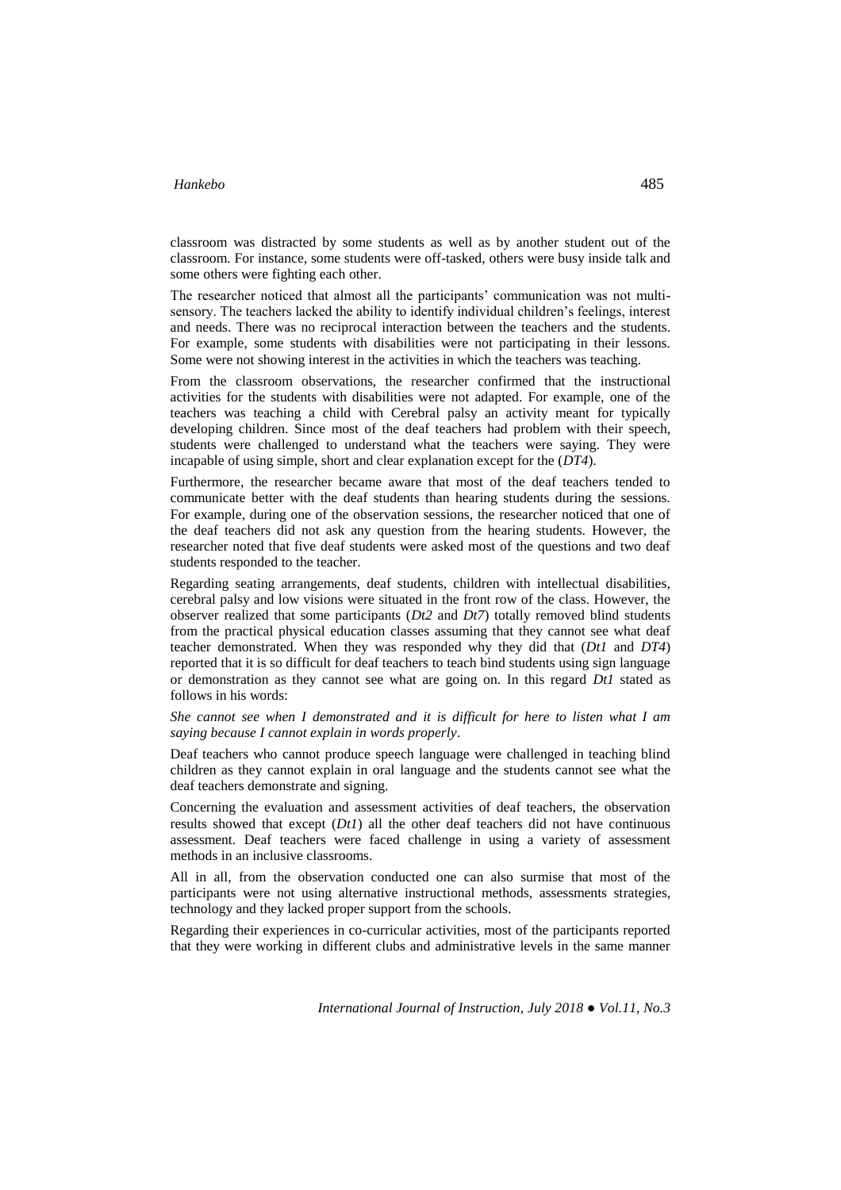classroom was distracted by some students as well as by another student out of the classroom. For instance, some students were off-tasked, others were busy inside talk and some others were fighting each other.

The researcher noticed that almost all the participants' communication was not multi-sensory. The teachers lacked the ability to identify individual children's feelings, interest and needs. There was no reciprocal interaction between the teachers and the students. For example, some students with disabilities were not participating in their lessons. Some were not showing interest in the activities in which the teachers was teaching.

From the classroom observations, the researcher confirmed that the instructional activities for the students with disabilities were not adapted. For example, one of the teachers was teaching a child with Cerebral palsy an activity meant for typically developing children. Since most of the deaf teachers had problem with their speech, students were challenged to understand what the teachers were saying. They were incapable of using simple, short and clear explanation except for the (*DT4*).

Furthermore, the researcher became aware that most of the deaf teachers tended to communicate better with the deaf students than hearing students during the sessions. For example, during one of the observation sessions, the researcher noticed that one of the deaf teachers did not ask any question from the hearing students. However, the researcher noted that five deaf students were asked most of the questions and two deaf students responded to the teacher.

Regarding seating arrangements, deaf students, children with intellectual disabilities, cerebral palsy and low visions were situated in the front row of the class. However, the observer realized that some participants (*Dt2* and *Dt7*) totally removed blind students from the practical physical education classes assuming that they cannot see what deaf teacher demonstrated. When they was responded why they did that (*Dt1* and *DT4*) reported that it is so difficult for deaf teachers to teach bind students using sign language or demonstration as they cannot see what are going on. In this regard *Dt1* stated as follows in his words:

*She cannot see when I demonstrated and it is difficult for here to listen what I am saying because I cannot explain in words properly*.

Deaf teachers who cannot produce speech language were challenged in teaching blind children as they cannot explain in oral language and the students cannot see what the deaf teachers demonstrate and signing.

Concerning the evaluation and assessment activities of deaf teachers, the observation results showed that except (*Dt1*) all the other deaf teachers did not have continuous assessment. Deaf teachers were faced challenge in using a variety of assessment methods in an inclusive classrooms.

All in all, from the observation conducted one can also surmise that most of the participants were not using alternative instructional methods, assessments strategies, technology and they lacked proper support from the schools.

Regarding their experiences in co-curricular activities, most of the participants reported that they were working in different clubs and administrative levels in the same manner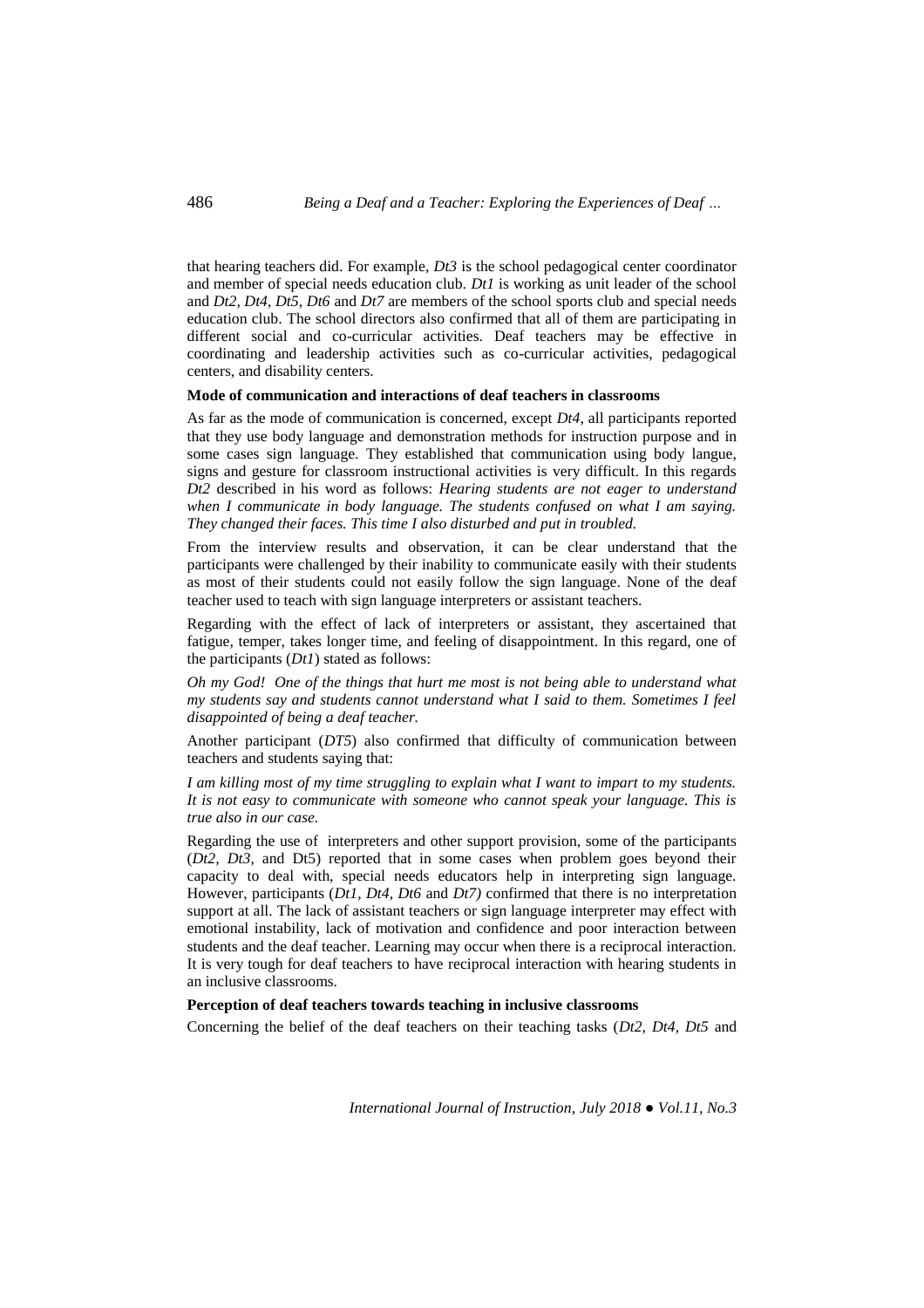that hearing teachers did. For example, *Dt3* is the school pedagogical center coordinator and member of special needs education club. *Dt1* is working as unit leader of the school and *Dt2, Dt4, Dt5, Dt6* and *Dt7* are members of the school sports club and special needs education club. The school directors also confirmed that all of them are participating in different social and co-curricular activities. Deaf teachers may be effective in coordinating and leadership activities such as co-curricular activities, pedagogical centers, and disability centers.

**Mode of communication and interactions of deaf teachers in classrooms**

As far as the mode of communication is concerned, except *Dt4*, all participants reported that they use body language and demonstration methods for instruction purpose and in some cases sign language. They established that communication using body langue, signs and gesture for classroom instructional activities is very difficult. In this regards *Dt2* described in his word as follows: *Hearing students are not eager to understand when I communicate in body language. The students confused on what I am saying. They changed their faces. This time I also disturbed and put in troubled.*

From the interview results and observation, it can be clear understand that the participants were challenged by their inability to communicate easily with their students as most of their students could not easily follow the sign language. None of the deaf teacher used to teach with sign language interpreters or assistant teachers.

Regarding with the effect of lack of interpreters or assistant, they ascertained that fatigue, temper, takes longer time, and feeling of disappointment. In this regard, one of the participants (*Dt1*) stated as follows:

*Oh my God! One of the things that hurt me most is not being able to understand what my students say and students cannot understand what I said to them. Sometimes I feel disappointed of being a deaf teacher.*

Another participant (*DT5*) also confirmed that difficulty of communication between teachers and students saying that:

*I am killing most of my time struggling to explain what I want to impart to my students. It is not easy to communicate with someone who cannot speak your language. This is true also in our case.*

Regarding the use of interpreters and other support provision, some of the participants (*Dt2, Dt3*, and Dt5) reported that in some cases when problem goes beyond their capacity to deal with, special needs educators help in interpreting sign language. However, participants (*Dt1, Dt4, Dt6* and *Dt7)* confirmed that there is no interpretation support at all. The lack of assistant teachers or sign language interpreter may effect with emotional instability, lack of motivation and confidence and poor interaction between students and the deaf teacher. Learning may occur when there is a reciprocal interaction. It is very tough for deaf teachers to have reciprocal interaction with hearing students in an inclusive classrooms.

**Perception of deaf teachers towards teaching in inclusive classrooms**

Concerning the belief of the deaf teachers on their teaching tasks (*Dt2, Dt4, Dt5* and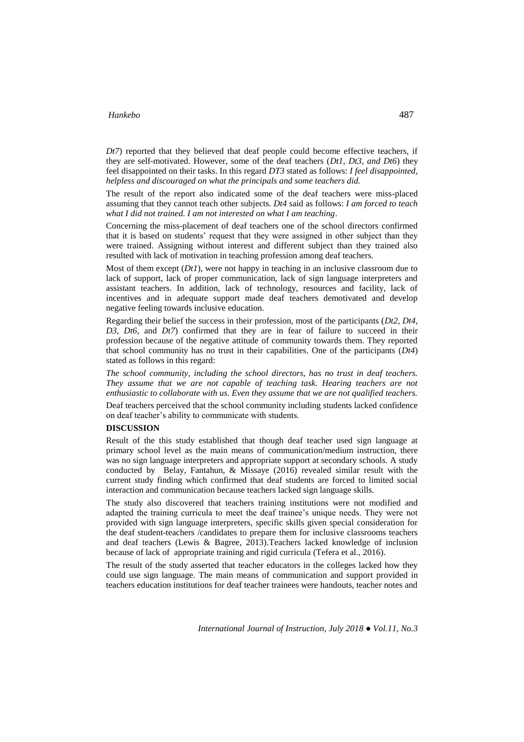*Dt7*) reported that they believed that deaf people could become effective teachers, if they are self-motivated. However, some of the deaf teachers (*Dt1, Dt3, and Dt6*) they feel disappointed on their tasks. In this regard *DT3* stated as follows: *I feel disappointed, helpless and discouraged on what the principals and some teachers did.*

The result of the report also indicated some of the deaf teachers were miss-placed assuming that they cannot teach other subjects. *Dt4* said as follows: *I am forced to teach what I did not trained. I am not interested on what I am teaching*.

Concerning the miss-placement of deaf teachers one of the school directors confirmed that it is based on students' request that they were assigned in other subject than they were trained. Assigning without interest and different subject than they trained also resulted with lack of motivation in teaching profession among deaf teachers.

Most of them except (*Dt1*), were not happy in teaching in an inclusive classroom due to lack of support, lack of proper communication, lack of sign language interpreters and assistant teachers. In addition, lack of technology, resources and facility, lack of incentives and in adequate support made deaf teachers demotivated and develop negative feeling towards inclusive education.

Regarding their belief the success in their profession, most of the participants (*Dt2, Dt4, D3, Dt6,* and *Dt7*) confirmed that they are in fear of failure to succeed in their profession because of the negative attitude of community towards them. They reported that school community has no trust in their capabilities. One of the participants (*Dt4*) stated as follows in this regard:

*The school community, including the school directors, has no trust in deaf teachers. They assume that we are not capable of teaching task. Hearing teachers are not enthusiastic to collaborate with us. Even they assume that we are not qualified teachers.*

Deaf teachers perceived that the school community including students lacked confidence on deaf teacher's ability to communicate with students.

**DISCUSSION**

Result of the this study established that though deaf teacher used sign language at primary school level as the main means of communication/medium instruction, there was no sign language interpreters and appropriate support at secondary schools. A study conducted by Belay, Fantahun, & Missaye (2016) revealed similar result with the current study finding which confirmed that deaf students are forced to limited social interaction and communication because teachers lacked sign language skills.

The study also discovered that teachers training institutions were not modified and adapted the training curricula to meet the deaf trainee's unique needs. They were not provided with sign language interpreters, specific skills given special consideration for the deaf student-teachers /candidates to prepare them for inclusive classrooms teachers and deaf teachers (Lewis & Bagree, 2013).Teachers lacked knowledge of inclusion because of lack of appropriate training and rigid curricula (Tefera et al., 2016).

The result of the study asserted that teacher educators in the colleges lacked how they could use sign language. The main means of communication and support provided in teachers education institutions for deaf teacher trainees were handouts, teacher notes and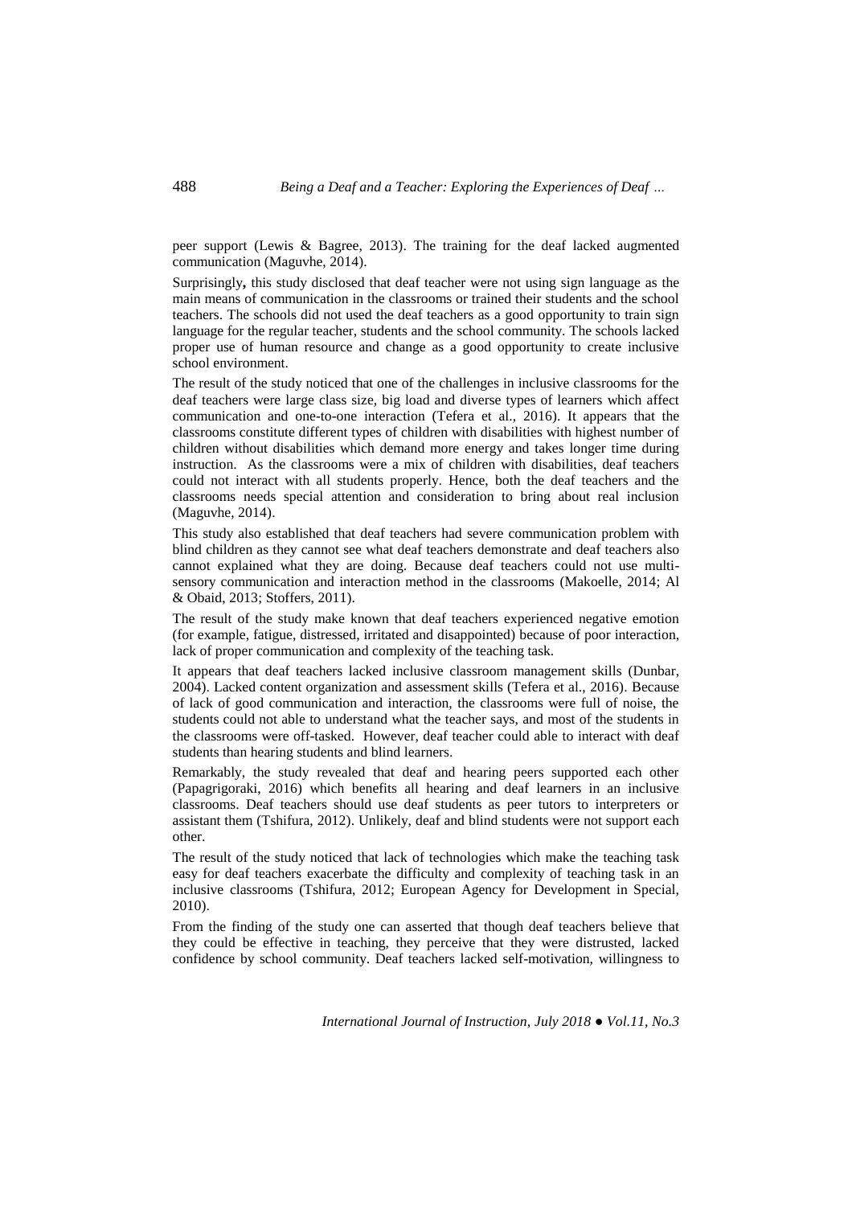peer support (Lewis & Bagree, 2013). The training for the deaf lacked augmented communication (Maguvhe, 2014).

Surprisingly**,** this study disclosed that deaf teacher were not using sign language as the main means of communication in the classrooms or trained their students and the school teachers. The schools did not used the deaf teachers as a good opportunity to train sign language for the regular teacher, students and the school community. The schools lacked proper use of human resource and change as a good opportunity to create inclusive school environment.

The result of the study noticed that one of the challenges in inclusive classrooms for the deaf teachers were large class size, big load and diverse types of learners which affect communication and one-to-one interaction (Tefera et al., 2016). It appears that the classrooms constitute different types of children with disabilities with highest number of children without disabilities which demand more energy and takes longer time during instruction. As the classrooms were a mix of children with disabilities, deaf teachers could not interact with all students properly. Hence, both the deaf teachers and the classrooms needs special attention and consideration to bring about real inclusion (Maguvhe, 2014).

This study also established that deaf teachers had severe communication problem with blind children as they cannot see what deaf teachers demonstrate and deaf teachers also cannot explained what they are doing. Because deaf teachers could not use multi-sensory communication and interaction method in the classrooms (Makoelle, 2014; Al & Obaid, 2013; Stoffers, 2011).

The result of the study make known that deaf teachers experienced negative emotion (for example, fatigue, distressed, irritated and disappointed) because of poor interaction, lack of proper communication and complexity of the teaching task.

It appears that deaf teachers lacked inclusive classroom management skills (Dunbar, 2004). Lacked content organization and assessment skills (Tefera et al., 2016). Because of lack of good communication and interaction, the classrooms were full of noise, the students could not able to understand what the teacher says, and most of the students in the classrooms were off-tasked. However, deaf teacher could able to interact with deaf students than hearing students and blind learners.

Remarkably, the study revealed that deaf and hearing peers supported each other (Papagrigoraki, 2016) which benefits all hearing and deaf learners in an inclusive classrooms. Deaf teachers should use deaf students as peer tutors to interpreters or assistant them (Tshifura, 2012). Unlikely, deaf and blind students were not support each other.

The result of the study noticed that lack of technologies which make the teaching task easy for deaf teachers exacerbate the difficulty and complexity of teaching task in an inclusive classrooms (Tshifura, 2012; European Agency for Development in Special, 2010).

From the finding of the study one can asserted that though deaf teachers believe that they could be effective in teaching, they perceive that they were distrusted, lacked confidence by school community. Deaf teachers lacked self-motivation, willingness to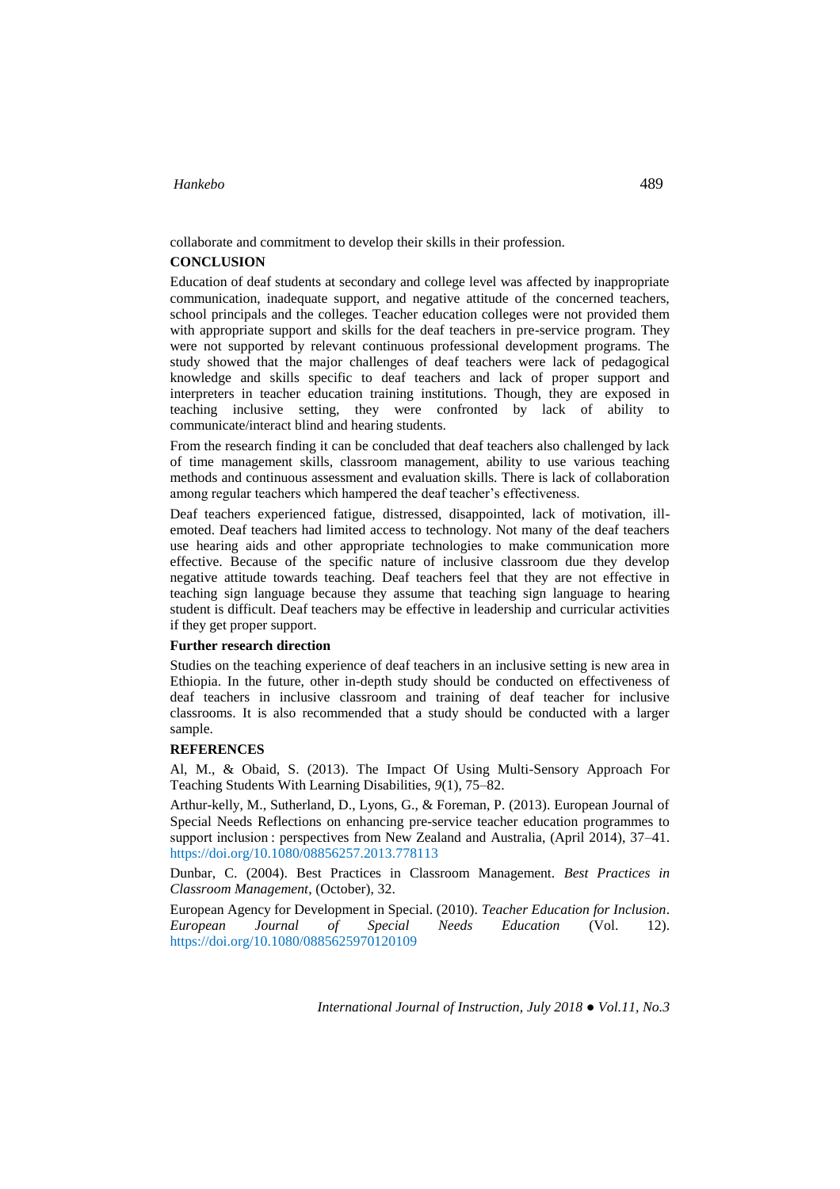collaborate and commitment to develop their skills in their profession.

## CONCLUSION

Education of deaf students at secondary and college level was affected by inappropriate communication, inadequate support, and negative attitude of the concerned teachers, school principals and the colleges. Teacher education colleges were not provided them with appropriate support and skills for the deaf teachers in pre-service program. They were not supported by relevant continuous professional development programs. The study showed that the major challenges of deaf teachers were lack of pedagogical knowledge and skills specific to deaf teachers and lack of proper support and interpreters in teacher education training institutions. Though, they are exposed in teaching inclusive setting, they were confronted by lack of ability to communicate/interact blind and hearing students.

From the research finding it can be concluded that deaf teachers also challenged by lack of time management skills, classroom management, ability to use various teaching methods and continuous assessment and evaluation skills. There is lack of collaboration among regular teachers which hampered the deaf teacher's effectiveness.

Deaf teachers experienced fatigue, distressed, disappointed, lack of motivation, ill-emoted. Deaf teachers had limited access to technology. Not many of the deaf teachers use hearing aids and other appropriate technologies to make communication more effective. Because of the specific nature of inclusive classroom due they develop negative attitude towards teaching. Deaf teachers feel that they are not effective in teaching sign language because they assume that teaching sign language to hearing student is difficult. Deaf teachers may be effective in leadership and curricular activities if they get proper support.

### Further research direction

Studies on the teaching experience of deaf teachers in an inclusive setting is new area in Ethiopia. In the future, other in-depth study should be conducted on effectiveness of deaf teachers in inclusive classroom and training of deaf teacher for inclusive classrooms. It is also recommended that a study should be conducted with a larger sample.

## REFERENCES

Al, M., & Obaid, S. (2013). The Impact Of Using Multi-Sensory Approach For Teaching Students With Learning Disabilities, *9*(1), 75–82.

Arthur-kelly, M., Sutherland, D., Lyons, G., & Foreman, P. (2013). European Journal of Special Needs Reflections on enhancing pre-service teacher education programmes to support inclusion : perspectives from New Zealand and Australia, (April 2014), 37–41. https://doi.org/10.1080/08856257.2013.778113

Dunbar, C. (2004). Best Practices in Classroom Management. *Best Practices in Classroom Management*, (October), 32.

European Agency for Development in Special. (2010). *Teacher Education for Inclusion*. *European Journal of Special Needs Education* (Vol. 12). https://doi.org/10.1080/0885625970120109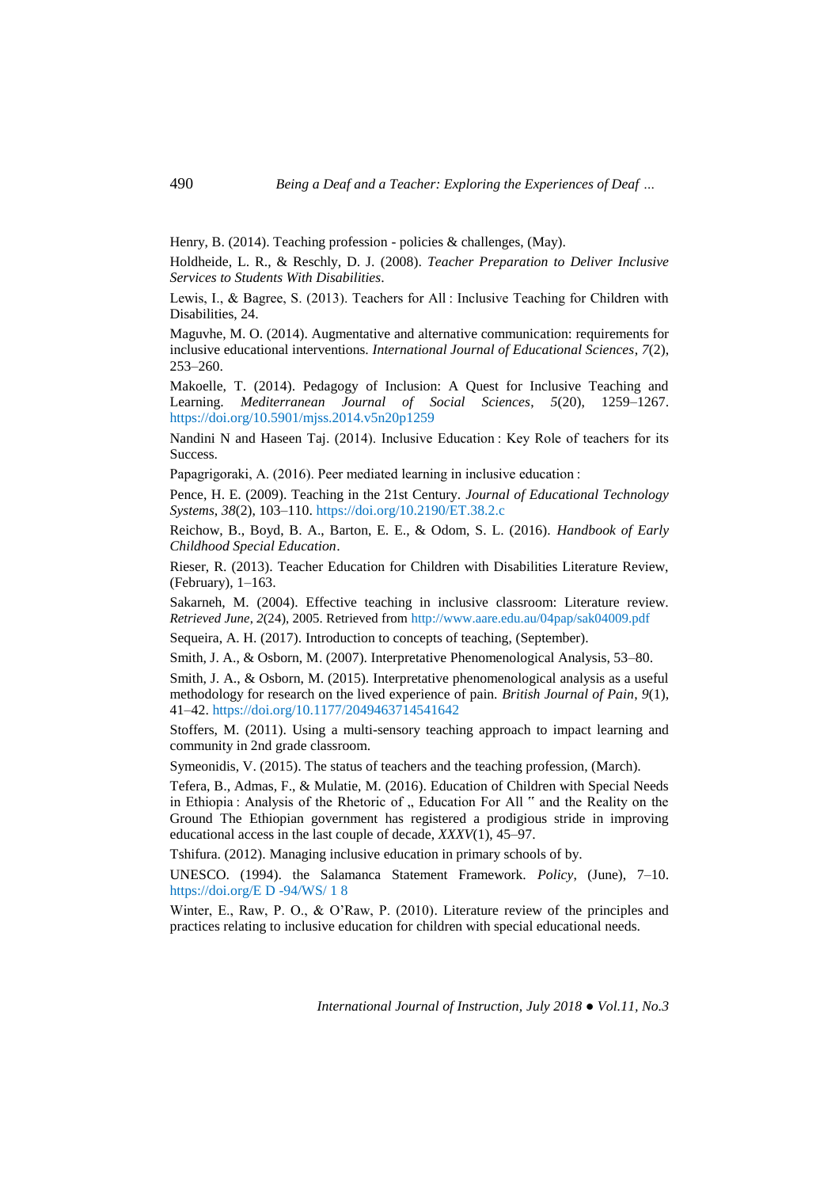Henry, B. (2014). Teaching profession - policies & challenges, (May).

Holdheide, L. R., & Reschly, D. J. (2008). *Teacher Preparation to Deliver Inclusive Services to Students With Disabilities*.

Lewis, I., & Bagree, S. (2013). Teachers for All : Inclusive Teaching for Children with Disabilities, 24.

Maguvhe, M. O. (2014). Augmentative and alternative communication: requirements for inclusive educational interventions. *International Journal of Educational Sciences*, *7*(2), 253–260.

Makoelle, T. (2014). Pedagogy of Inclusion: A Quest for Inclusive Teaching and Learning. *Mediterranean Journal of Social Sciences*, *5*(20), 1259–1267. https://doi.org/10.5901/mjss.2014.v5n20p1259

Nandini N and Haseen Taj. (2014). Inclusive Education : Key Role of teachers for its Success.

Papagrigoraki, A. (2016). Peer mediated learning in inclusive education :

Pence, H. E. (2009). Teaching in the 21st Century. *Journal of Educational Technology Systems*, *38*(2), 103–110. https://doi.org/10.2190/ET.38.2.c

Reichow, B., Boyd, B. A., Barton, E. E., & Odom, S. L. (2016). *Handbook of Early Childhood Special Education*.

Rieser, R. (2013). Teacher Education for Children with Disabilities Literature Review, (February), 1–163.

Sakarneh, M. (2004). Effective teaching in inclusive classroom: Literature review. *Retrieved June*, *2*(24), 2005. Retrieved from http://www.aare.edu.au/04pap/sak04009.pdf

Sequeira, A. H. (2017). Introduction to concepts of teaching, (September).

Smith, J. A., & Osborn, M. (2007). Interpretative Phenomenological Analysis, 53–80.

Smith, J. A., & Osborn, M. (2015). Interpretative phenomenological analysis as a useful methodology for research on the lived experience of pain. *British Journal of Pain*, *9*(1), 41–42. https://doi.org/10.1177/2049463714541642

Stoffers, M. (2011). Using a multi-sensory teaching approach to impact learning and community in 2nd grade classroom.

Symeonidis, V. (2015). The status of teachers and the teaching profession, (March).

Tefera, B., Admas, F., & Mulatie, M. (2016). Education of Children with Special Needs in Ethiopia : Analysis of the Rhetoric of „ Education For All ‟ and the Reality on the Ground The Ethiopian government has registered a prodigious stride in improving educational access in the last couple of decade, *XXXV*(1), 45–97.

Tshifura. (2012). Managing inclusive education in primary schools of by.

UNESCO. (1994). the Salamanca Statement Framework. *Policy*, (June), 7–10. https://doi.org/E D -94/WS/ 1 8

Winter, E., Raw, P. O., & O'Raw, P. (2010). Literature review of the principles and practices relating to inclusive education for children with special educational needs.